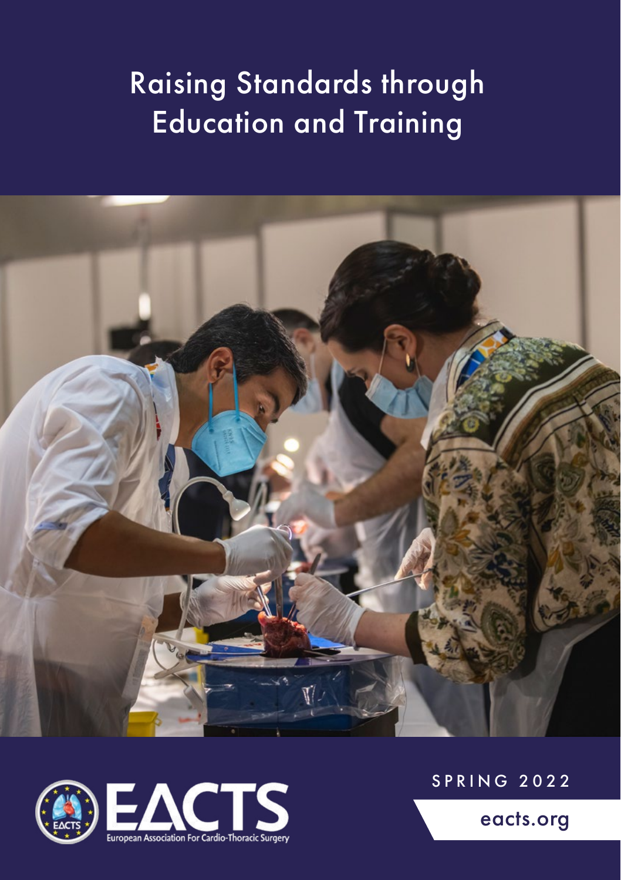# Raising Standards through Education and Training

EACTS

European Association For Cardio-Thoracic Surgery

SPRING 2022

eacts.org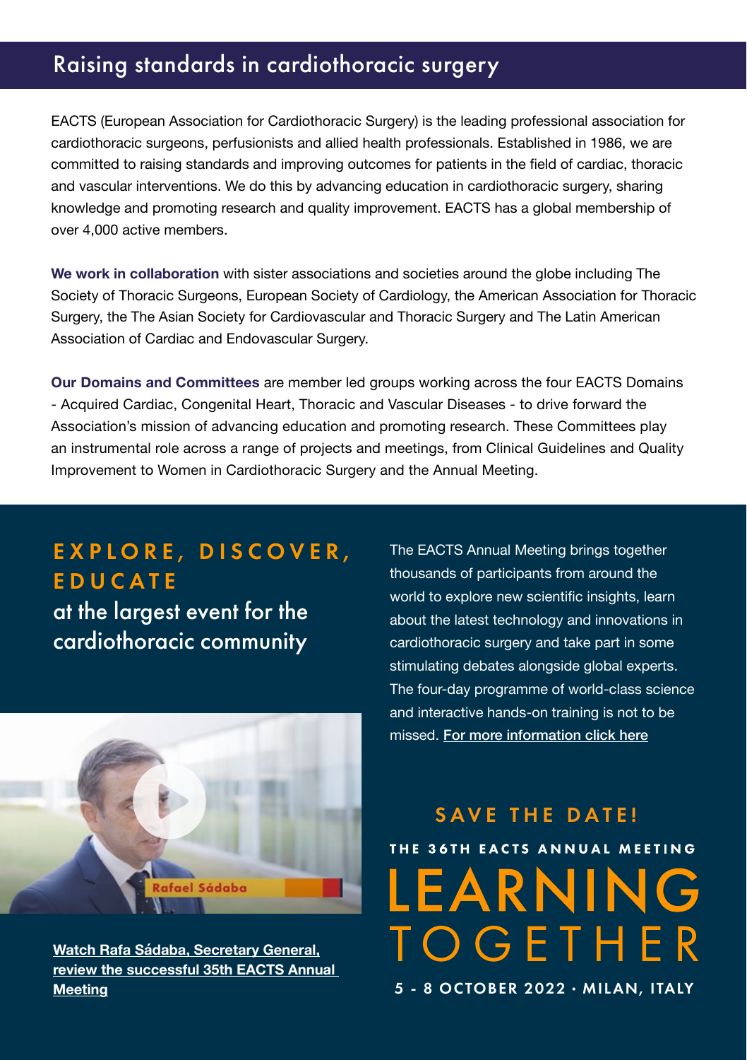## Raising standards in cardiothoracic surgery

EACTS (European Association for Cardiothoracic Surgery) is the leading professional association for cardiothoracic surgeons, perfusionists and allied health professionals. Established in 1986, we are committed to raising standards and improving outcomes for patients in the field of cardiac, thoracic and vascular interventions. We do this by advancing education in cardiothoracic surgery, sharing knowledge and promoting research and quality improvement. EACTS has a global membership of over 4,000 active members.

**We work in collaboration** with sister associations and societies around the globe including The Society of Thoracic Surgeons, European Society of Cardiology, the American Association for Thoracic Surgery, the The Asian Society for Cardiovascular and Thoracic Surgery and The Latin American Association of Cardiac and Endovascular Surgery.

**Our Domains and Committees** are member led groups working across the four EACTS Domains - Acquired Cardiac, Congenital Heart, Thoracic and Vascular Diseases - to drive forward the Association's mission of advancing education and promoting research. These Committees play an instrumental role across a range of projects and meetings, from Clinical Guidelines and Quality Improvement to Women in Cardiothoracic Surgery and the Annual Meeting.

## EXPLORE, DISCOVER, EDUCATE at the largest event for the cardiothoracic community

The EACTS Annual Meeting brings together thousands of participants from around the world to explore new scientific insights, learn about the latest technology and innovations in cardiothoracic surgery and take part in some stimulating debates alongside global experts. The four-day programme of world-class science and interactive hands-on training is not to be missed. For more information click here

Rafael Sádaba

Watch Rafa Sádaba, Secretary General, review the successful 35th EACTS Annual Meeting

### SAVE THE DATE!

THE 36TH EACTS ANNUAL MEETING

# LEARNING TOGETHER

5 - 8 OCTOBER 2022 · MILAN, ITALY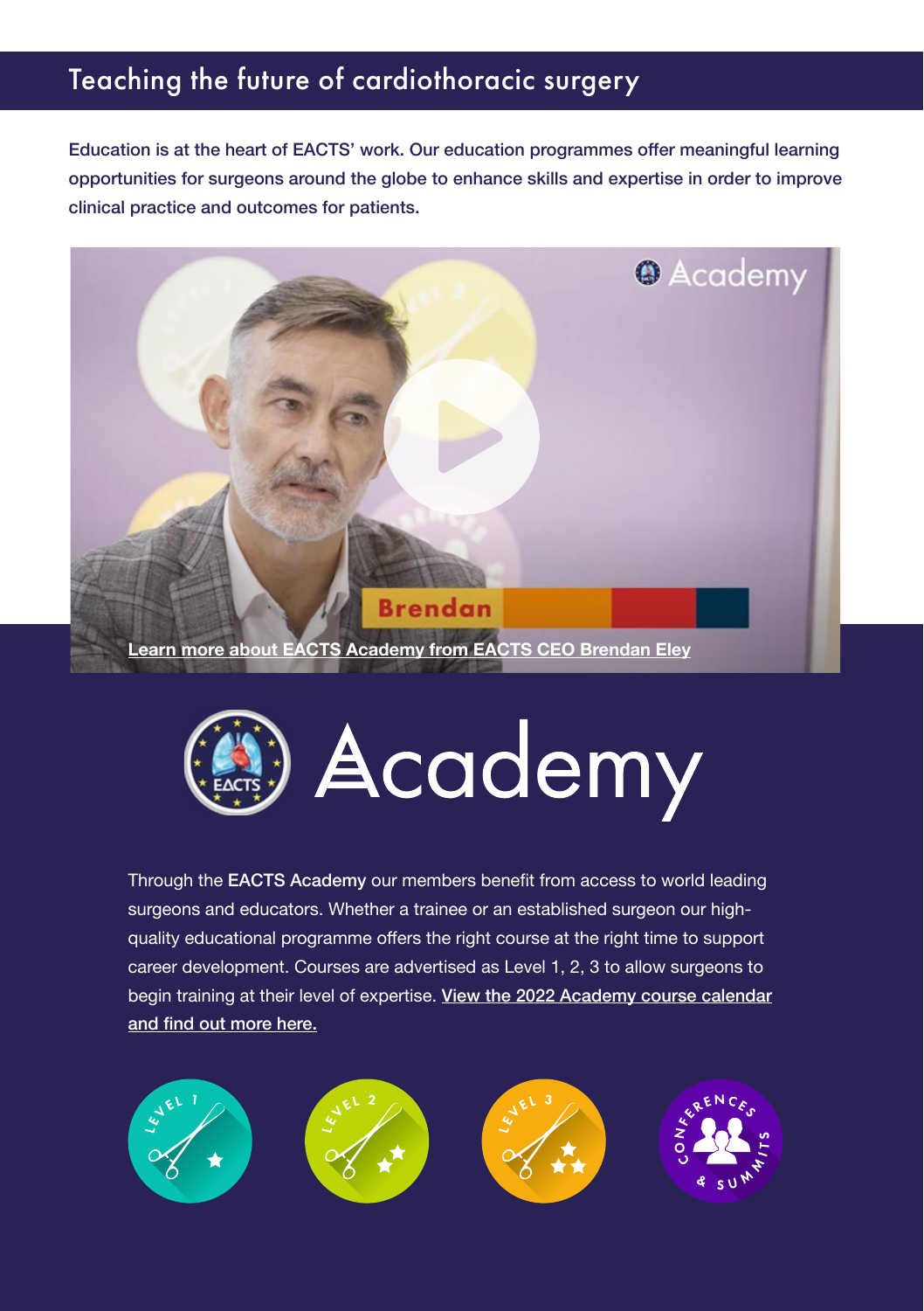## Teaching the future of cardiothoracic surgery

Education is at the heart of EACTS' work. Our education programmes offer meaningful learning opportunities for surgeons around the globe to enhance skills and expertise in order to improve clinical practice and outcomes for patients.

Learn more about EACTS Academy from EACTS CEO Brendan Eley

# Academy

Through the **EACTS Academy** our members benefit from access to world leading surgeons and educators. Whether a trainee or an established surgeon our high-quality educational programme offers the right course at the right time to support career development. Courses are advertised as Level 1, 2, 3 to allow surgeons to begin training at their level of expertise. View the 2022 Academy course calendar and find out more here.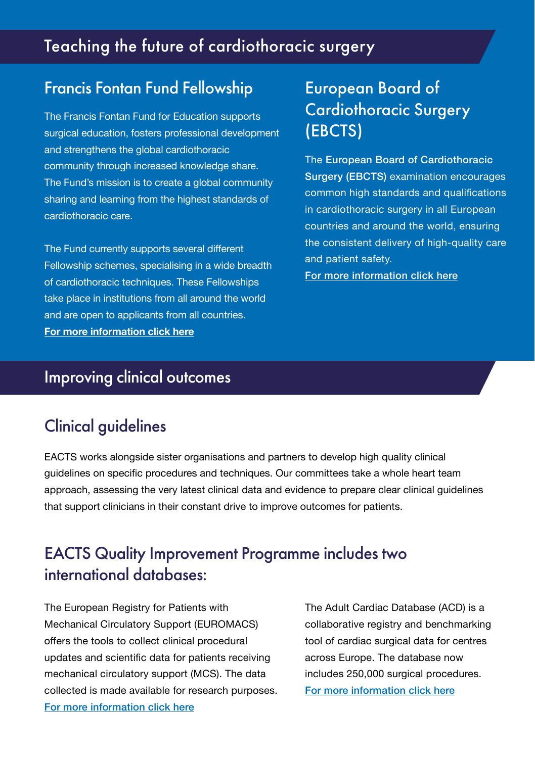# Teaching the future of cardiothoracic surgery

## Francis Fontan Fund Fellowship

The Francis Fontan Fund for Education supports surgical education, fosters professional development and strengthens the global cardiothoracic community through increased knowledge share. The Fund's mission is to create a global community sharing and learning from the highest standards of cardiothoracic care.

The Fund currently supports several different Fellowship schemes, specialising in a wide breadth of cardiothoracic techniques. These Fellowships take place in institutions from all around the world and are open to applicants from all countries.

**For more information click here**

## European Board of Cardiothoracic Surgery (EBCTS)

The **European Board of Cardiothoracic Surgery (EBCTS)** examination encourages common high standards and qualifications in cardiothoracic surgery in all European countries and around the world, ensuring the consistent delivery of high-quality care and patient safety.

**For more information click here**

# Improving clinical outcomes

## Clinical guidelines

EACTS works alongside sister organisations and partners to develop high quality clinical guidelines on specific procedures and techniques. Our committees take a whole heart team approach, assessing the very latest clinical data and evidence to prepare clear clinical guidelines that support clinicians in their constant drive to improve outcomes for patients.

## EACTS Quality Improvement Programme includes two international databases:

The European Registry for Patients with Mechanical Circulatory Support (EUROMACS) offers the tools to collect clinical procedural updates and scientific data for patients receiving mechanical circulatory support (MCS). The data collected is made available for research purposes.

For more information click here

The Adult Cardiac Database (ACD) is a collaborative registry and benchmarking tool of cardiac surgical data for centres across Europe. The database now includes 250,000 surgical procedures.

For more information click here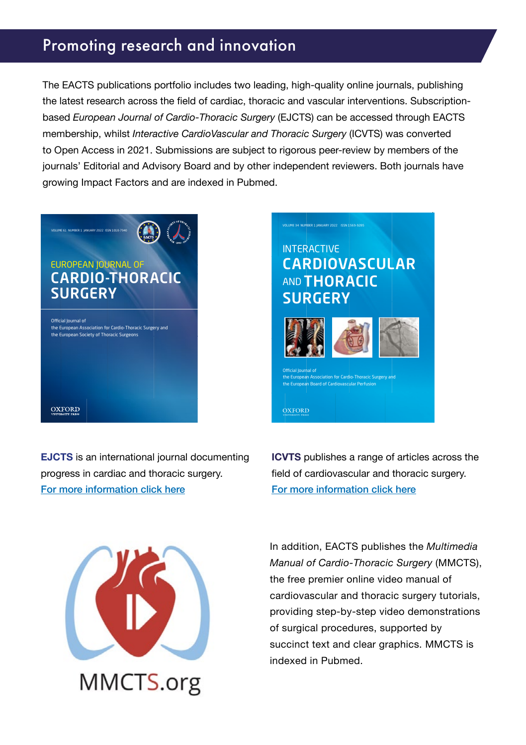## Promoting research and innovation

The EACTS publications portfolio includes two leading, high-quality online journals, publishing the latest research across the field of cardiac, thoracic and vascular interventions. Subscription-based *European Journal of Cardio-Thoracic Surgery* (EJCTS) can be accessed through EACTS membership, whilst *Interactive CardioVascular and Thoracic Surgery* (ICVTS) was converted to Open Access in 2021. Submissions are subject to rigorous peer-review by members of the journals' Editorial and Advisory Board and by other independent reviewers. Both journals have growing Impact Factors and are indexed in Pubmed.

**EJCTS** is an international journal documenting progress in cardiac and thoracic surgery.
For more information click here

**ICVTS** publishes a range of articles across the field of cardiovascular and thoracic surgery.
For more information click here

In addition, EACTS publishes the *Multimedia Manual of Cardio-Thoracic Surgery* (MMCTS), the free premier online video manual of cardiovascular and thoracic surgery tutorials, providing step-by-step video demonstrations of surgical procedures, supported by succinct text and clear graphics. MMCTS is indexed in Pubmed.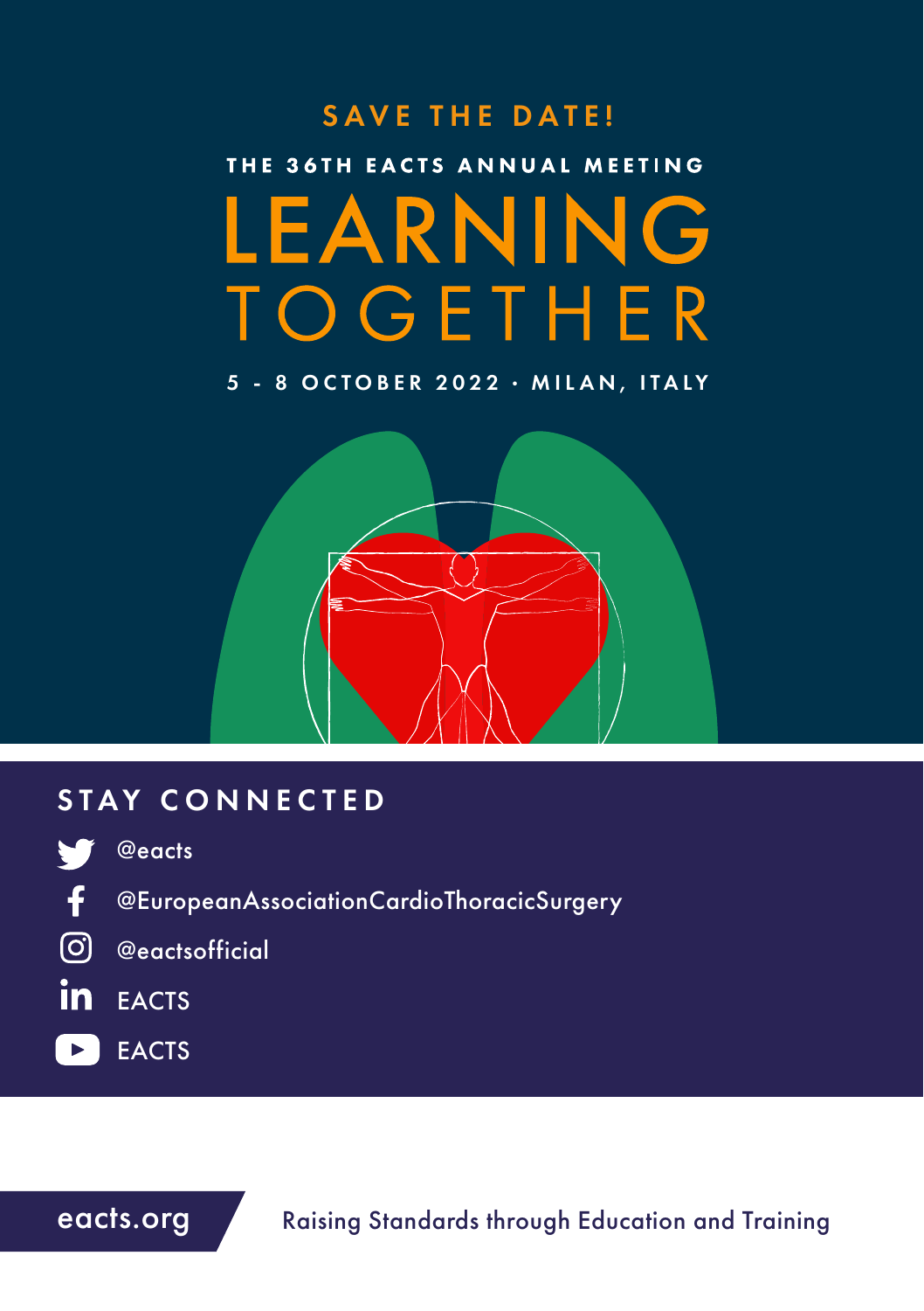SAVE THE DATE!

THE 36TH EACTS ANNUAL MEETING

# LEARNING TOGETHER

5 - 8 OCTOBER 2022 · MILAN, ITALY

## STAY CONNECTED

- @eacts
- @EuropeanAssociationCardioThoracicSurgery
- @eactsofficial
- EACTS
- EACTS

eacts.org

Raising Standards through Education and Training